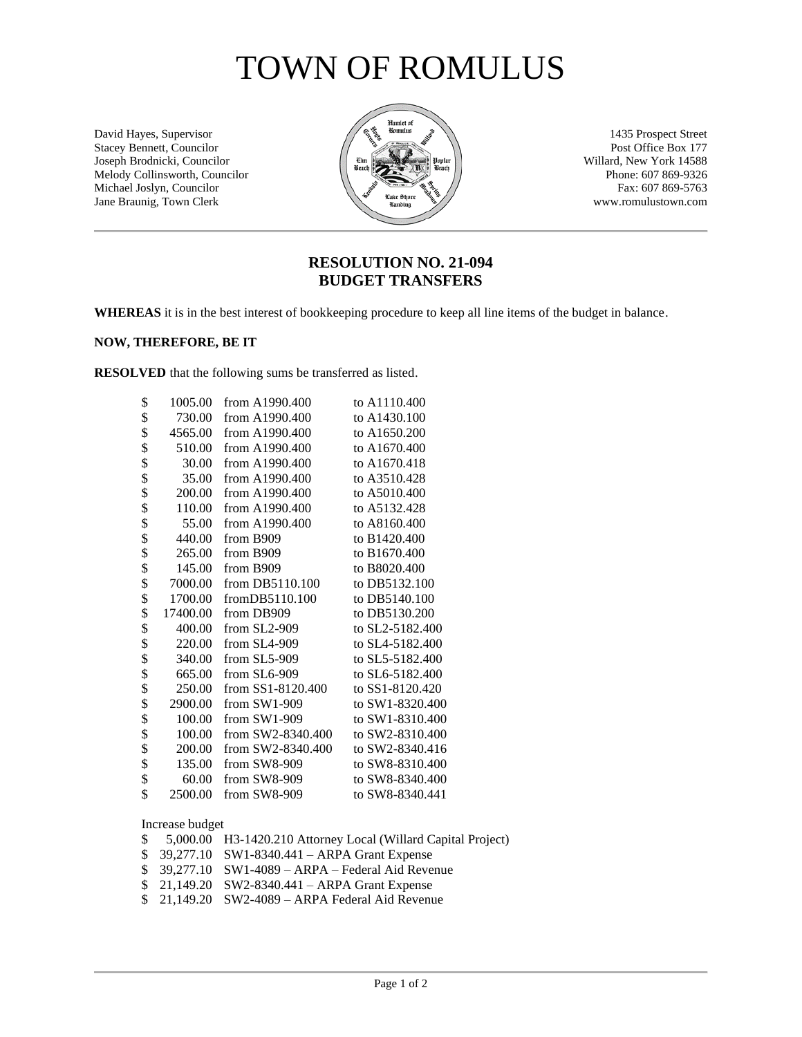# TOWN OF ROMULUS

David Hayes, Supervisor
Stacey Bennett, Councilor
Joseph Brodnicki, Councilor
Melody Collinsworth, Councilor
Michael Joslyn, Councilor
Jane Braunig, Town Clerk

1435 Prospect Street
Post Office Box 177
Willard, New York 14588
Phone: 607 869-9326
Fax: 607 869-5763
www.romulustown.com

## RESOLUTION NO. 21-094
## BUDGET TRANSFERS

**WHEREAS** it is in the best interest of bookkeeping procedure to keep all line items of the budget in balance.

**NOW, THEREFORE, BE IT**

**RESOLVED** that the following sums be transferred as listed.

| $ | Amount | From | To |
|---|---|---|---|
| $ | 1005.00 | from A1990.400 | to A1110.400 |
| $ | 730.00 | from A1990.400 | to A1430.100 |
| $ | 4565.00 | from A1990.400 | to A1650.200 |
| $ | 510.00 | from A1990.400 | to A1670.400 |
| $ | 30.00 | from A1990.400 | to A1670.418 |
| $ | 35.00 | from A1990.400 | to A3510.428 |
| $ | 200.00 | from A1990.400 | to A5010.400 |
| $ | 110.00 | from A1990.400 | to A5132.428 |
| $ | 55.00 | from A1990.400 | to A8160.400 |
| $ | 440.00 | from B909 | to B1420.400 |
| $ | 265.00 | from B909 | to B1670.400 |
| $ | 145.00 | from B909 | to B8020.400 |
| $ | 7000.00 | from DB5110.100 | to DB5132.100 |
| $ | 1700.00 | fromDB5110.100 | to DB5140.100 |
| $ | 17400.00 | from DB909 | to DB5130.200 |
| $ | 400.00 | from SL2-909 | to SL2-5182.400 |
| $ | 220.00 | from SL4-909 | to SL4-5182.400 |
| $ | 340.00 | from SL5-909 | to SL5-5182.400 |
| $ | 665.00 | from SL6-909 | to SL6-5182.400 |
| $ | 250.00 | from SS1-8120.400 | to SS1-8120.420 |
| $ | 2900.00 | from SW1-909 | to SW1-8320.400 |
| $ | 100.00 | from SW1-909 | to SW1-8310.400 |
| $ | 100.00 | from SW2-8340.400 | to SW2-8310.400 |
| $ | 200.00 | from SW2-8340.400 | to SW2-8340.416 |
| $ | 135.00 | from SW8-909 | to SW8-8310.400 |
| $ | 60.00 | from SW8-909 | to SW8-8340.400 |
| $ | 2500.00 | from SW8-909 | to SW8-8340.441 |

Increase budget

| $ | Amount | Account |
|---|---|---|
| $ | 5,000.00 | H3-1420.210 Attorney Local (Willard Capital Project) |
| $ | 39,277.10 | SW1-8340.441 – ARPA Grant Expense |
| $ | 39,277.10 | SW1-4089 – ARPA – Federal Aid Revenue |
| $ | 21,149.20 | SW2-8340.441 – ARPA Grant Expense |
| $ | 21,149.20 | SW2-4089 – ARPA Federal Aid Revenue |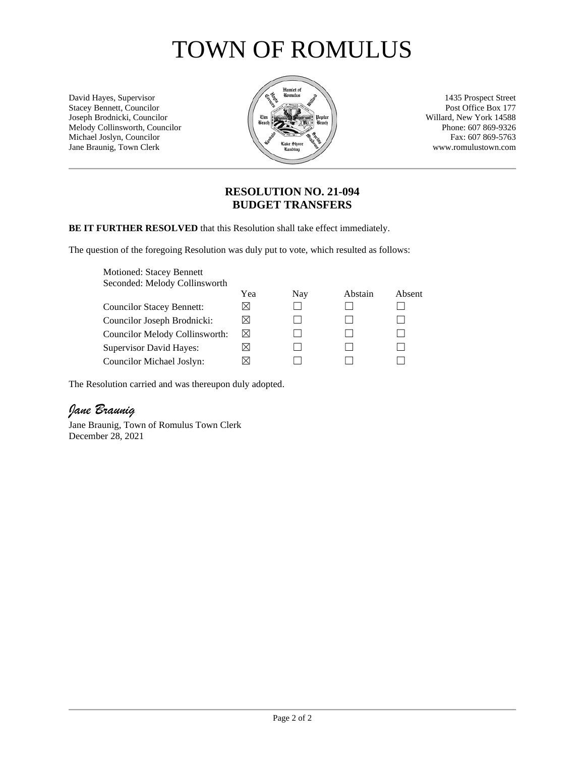# TOWN OF ROMULUS

David Hayes, Supervisor
Stacey Bennett, Councilor
Joseph Brodnicki, Councilor
Melody Collinsworth, Councilor
Michael Joslyn, Councilor
Jane Braunig, Town Clerk

1435 Prospect Street
Post Office Box 177
Willard, New York 14588
Phone: 607 869-9326
Fax: 607 869-5763
www.romulustown.com

## RESOLUTION NO. 21-094
## BUDGET TRANSFERS

**BE IT FURTHER RESOLVED** that this Resolution shall take effect immediately.

The question of the foregoing Resolution was duly put to vote, which resulted as follows:

Motioned: Stacey Bennett
Seconded: Melody Collinsworth

| | Yea | Nay | Abstain | Absent |
|---|---|---|---|---|
| Councilor Stacey Bennett: | ☒ | ☐ | ☐ | ☐ |
| Councilor Joseph Brodnicki: | ☒ | ☐ | ☐ | ☐ |
| Councilor Melody Collinsworth: | ☒ | ☐ | ☐ | ☐ |
| Supervisor David Hayes: | ☒ | ☐ | ☐ | ☐ |
| Councilor Michael Joslyn: | ☒ | ☐ | ☐ | ☐ |

The Resolution carried and was thereupon duly adopted.

*Jane Braunig*

Jane Braunig, Town of Romulus Town Clerk
December 28, 2021